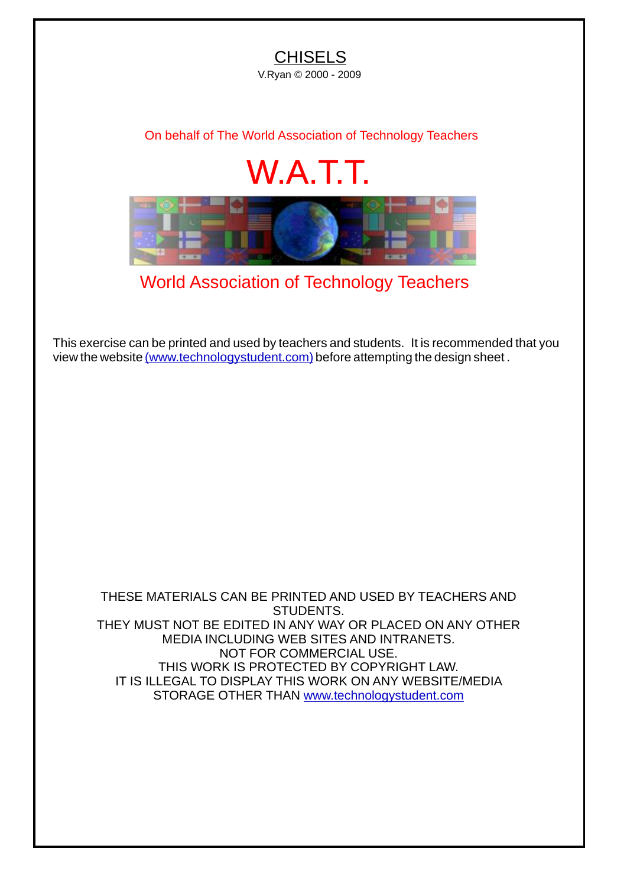# CHISELS

V.Ryan © 2000 - 2009

On behalf of The World Association of Technology Teachers

## W.A.T.T.

World Association of Technology Teachers

This exercise can be printed and used by teachers and students. It is recommended that you view the website (www.technologystudent.com) before attempting the design sheet .

THESE MATERIALS CAN BE PRINTED AND USED BY TEACHERS AND STUDENTS.
THEY MUST NOT BE EDITED IN ANY WAY OR PLACED ON ANY OTHER MEDIA INCLUDING WEB SITES AND INTRANETS.
NOT FOR COMMERCIAL USE.
THIS WORK IS PROTECTED BY COPYRIGHT LAW.
IT IS ILLEGAL TO DISPLAY THIS WORK ON ANY WEBSITE/MEDIA STORAGE OTHER THAN www.technologystudent.com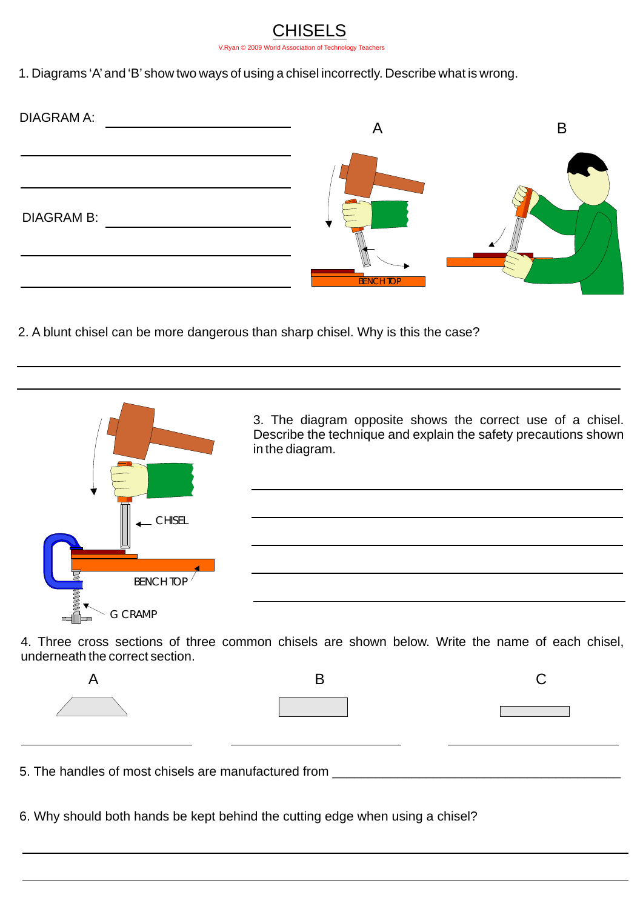# CHISELS

V.Ryan © 2009 World Association of Technology Teachers

1. Diagrams 'A' and 'B' show two ways of using a chisel incorrectly. Describe what is wrong.

DIAGRAM A: ______________________________

______________________________

______________________________

DIAGRAM B: ______________________________

______________________________

______________________________

A

B

BENCH TOP

2. A blunt chisel can be more dangerous than sharp chisel. Why is this the case?

______________________________

______________________________

CHISEL

BENCH TOP

G CRAMP

3. The diagram opposite shows the correct use of a chisel. Describe the technique and explain the safety precautions shown in the diagram.

______________________________

______________________________

______________________________

______________________________

______________________________

4. Three cross sections of three common chisels are shown below. Write the name of each chisel, underneath the correct section.

A

______________________________

B

______________________________

C

______________________________

5. The handles of most chisels are manufactured from ______________________________

6. Why should both hands be kept behind the cutting edge when using a chisel?

______________________________

______________________________